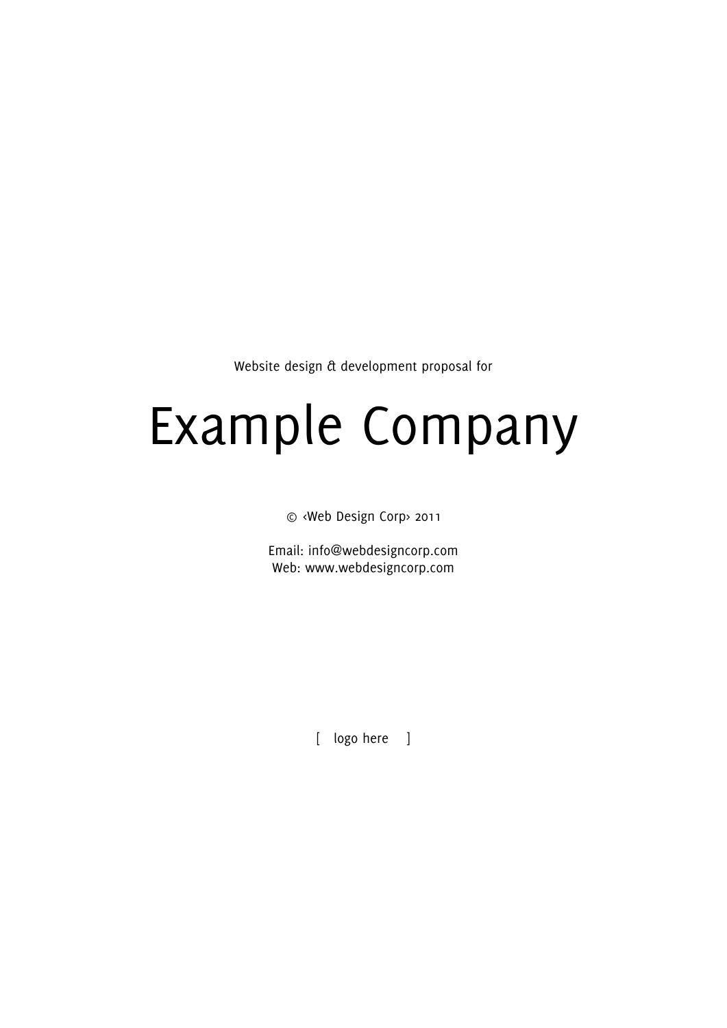Website design & development proposal for

# Example Company

© ‹Web Design Corp› 2011

Email: info@webdesigncorp.com
Web: www.webdesigncorp.com

[ logo here ]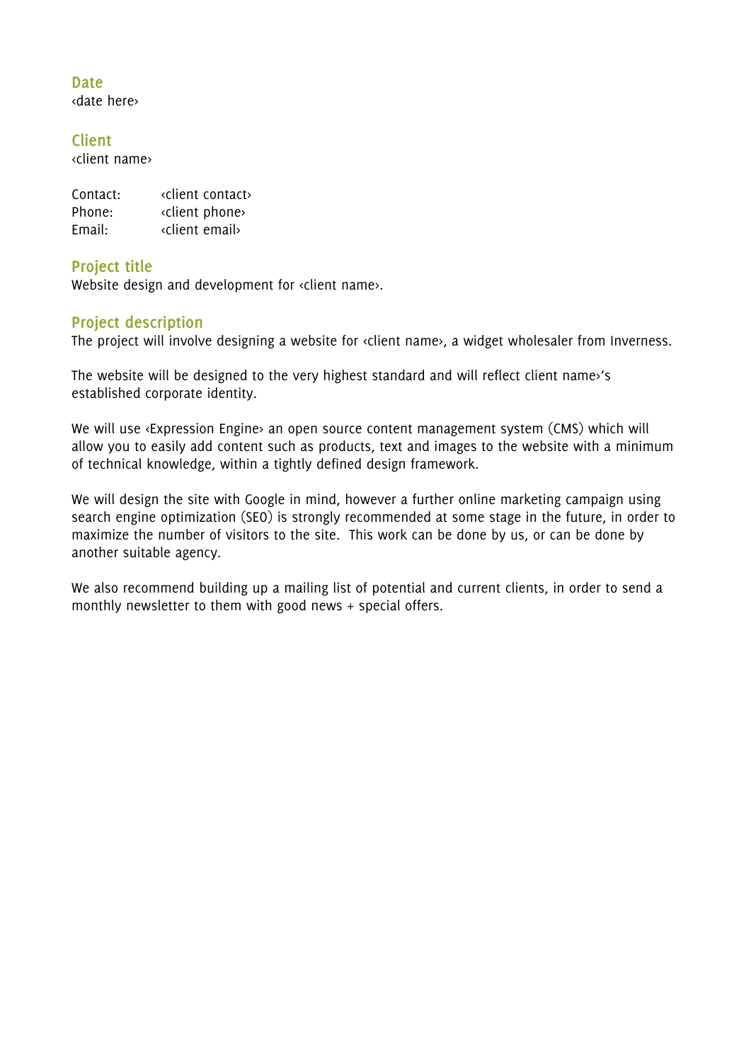## Date

‹date here›

## Client

‹client name›

| | |
|---|---|
| Contact: | ‹client contact› |
| Phone: | ‹client phone› |
| Email: | ‹client email› |

## Project title

Website design and development for ‹client name›.

## Project description

The project will involve designing a website for ‹client name›, a widget wholesaler from Inverness.

The website will be designed to the very highest standard and will reflect client name›'s established corporate identity.

We will use ‹Expression Engine› an open source content management system (CMS) which will allow you to easily add content such as products, text and images to the website with a minimum of technical knowledge, within a tightly defined design framework.

We will design the site with Google in mind, however a further online marketing campaign using search engine optimization (SEO) is strongly recommended at some stage in the future, in order to maximize the number of visitors to the site. This work can be done by us, or can be done by another suitable agency.

We also recommend building up a mailing list of potential and current clients, in order to send a monthly newsletter to them with good news + special offers.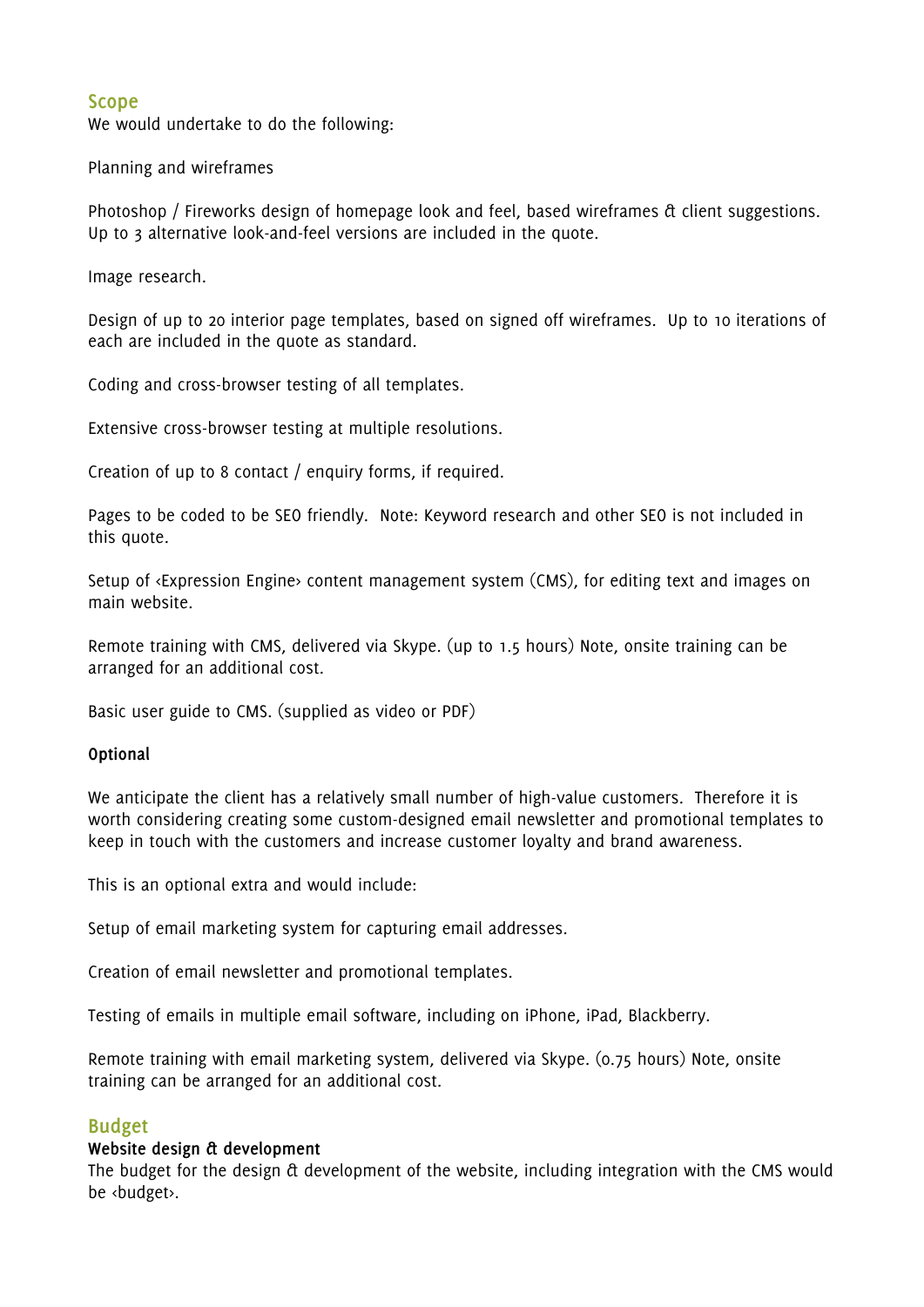## Scope

We would undertake to do the following:

Planning and wireframes

Photoshop / Fireworks design of homepage look and feel, based wireframes & client suggestions. Up to 3 alternative look-and-feel versions are included in the quote.

Image research.

Design of up to 20 interior page templates, based on signed off wireframes. Up to 10 iterations of each are included in the quote as standard.

Coding and cross-browser testing of all templates.

Extensive cross-browser testing at multiple resolutions.

Creation of up to 8 contact / enquiry forms, if required.

Pages to be coded to be SEO friendly. Note: Keyword research and other SEO is not included in this quote.

Setup of <Expression Engine> content management system (CMS), for editing text and images on main website.

Remote training with CMS, delivered via Skype. (up to 1.5 hours) Note, onsite training can be arranged for an additional cost.

Basic user guide to CMS. (supplied as video or PDF)

**Optional**

We anticipate the client has a relatively small number of high-value customers. Therefore it is worth considering creating some custom-designed email newsletter and promotional templates to keep in touch with the customers and increase customer loyalty and brand awareness.

This is an optional extra and would include:

Setup of email marketing system for capturing email addresses.

Creation of email newsletter and promotional templates.

Testing of emails in multiple email software, including on iPhone, iPad, Blackberry.

Remote training with email marketing system, delivered via Skype. (0.75 hours) Note, onsite training can be arranged for an additional cost.

## Budget

**Website design & development**

The budget for the design & development of the website, including integration with the CMS would be <budget>.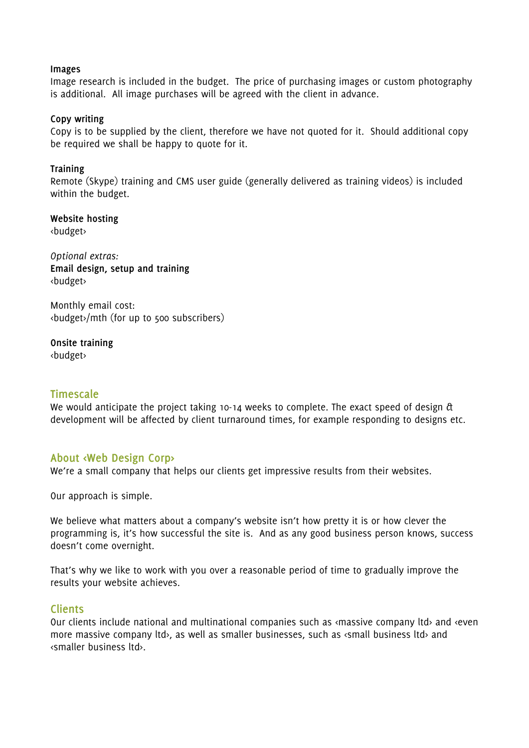**Images**
Image research is included in the budget. The price of purchasing images or custom photography is additional. All image purchases will be agreed with the client in advance.

**Copy writing**
Copy is to be supplied by the client, therefore we have not quoted for it. Should additional copy be required we shall be happy to quote for it.

**Training**
Remote (Skype) training and CMS user guide (generally delivered as training videos) is included within the budget.

**Website hosting**
‹budget›

*Optional extras:*
**Email design, setup and training**
‹budget›

Monthly email cost:
‹budget›/mth (for up to 500 subscribers)

**Onsite training**
‹budget›

## Timescale

We would anticipate the project taking 10-14 weeks to complete. The exact speed of design & development will be affected by client turnaround times, for example responding to designs etc.

## About ‹Web Design Corp›

We're a small company that helps our clients get impressive results from their websites.

Our approach is simple.

We believe what matters about a company's website isn't how pretty it is or how clever the programming is, it's how successful the site is. And as any good business person knows, success doesn't come overnight.

That's why we like to work with you over a reasonable period of time to gradually improve the results your website achieves.

## Clients

Our clients include national and multinational companies such as ‹massive company ltd› and ‹even more massive company ltd›, as well as smaller businesses, such as ‹small business ltd› and ‹smaller business ltd›.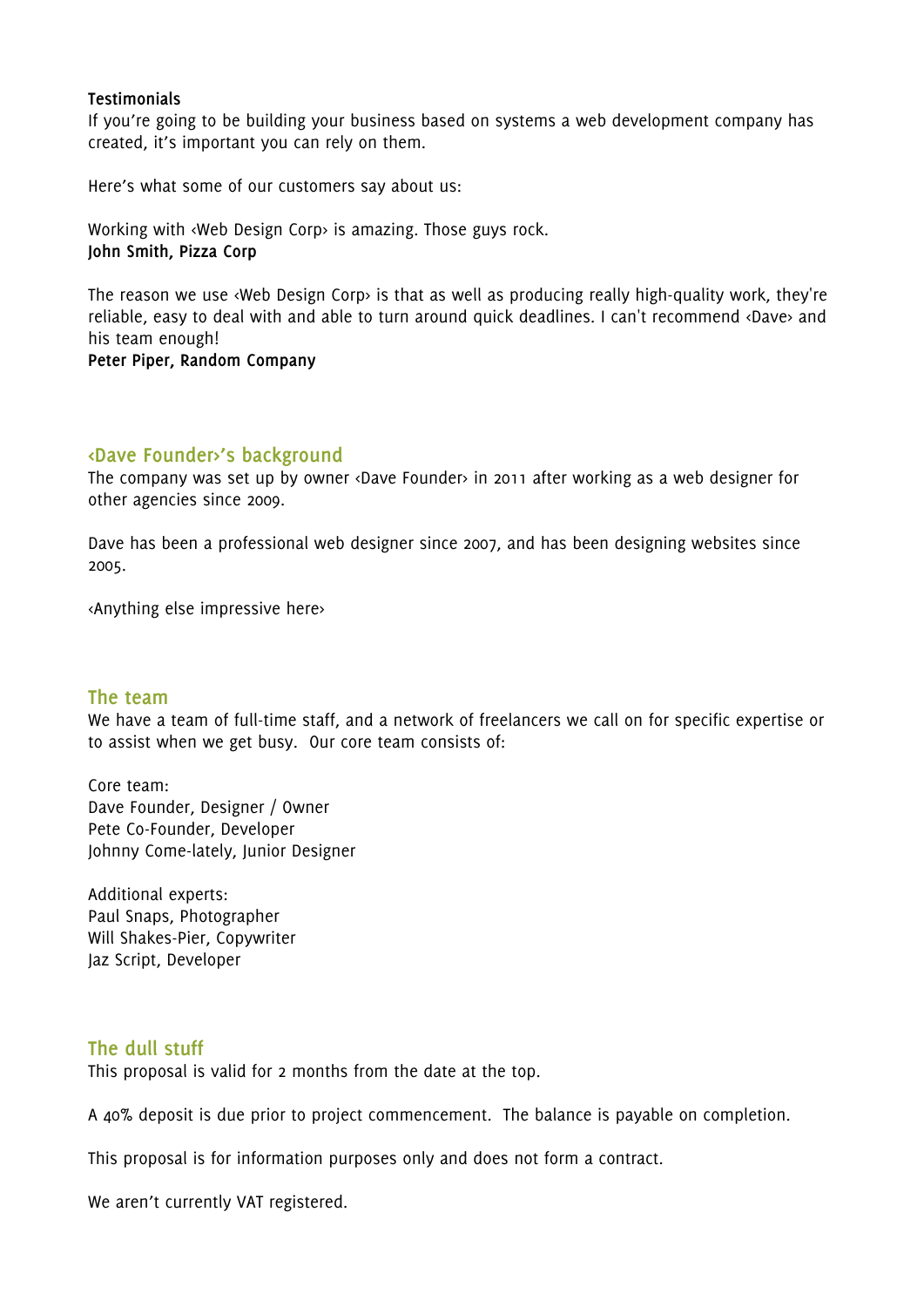**Testimonials**

If you're going to be building your business based on systems a web development company has created, it's important you can rely on them.

Here's what some of our customers say about us:

Working with ‹Web Design Corp› is amazing. Those guys rock.
**John Smith, Pizza Corp**

The reason we use ‹Web Design Corp› is that as well as producing really high-quality work, they're reliable, easy to deal with and able to turn around quick deadlines. I can't recommend ‹Dave› and his team enough!
**Peter Piper, Random Company**

## ‹Dave Founder›'s background

The company was set up by owner ‹Dave Founder› in 2011 after working as a web designer for other agencies since 2009.

Dave has been a professional web designer since 2007, and has been designing websites since 2005.

‹Anything else impressive here›

## The team

We have a team of full-time staff, and a network of freelancers we call on for specific expertise or to assist when we get busy. Our core team consists of:

Core team:
Dave Founder, Designer / Owner
Pete Co-Founder, Developer
Johnny Come-lately, Junior Designer

Additional experts:
Paul Snaps, Photographer
Will Shakes-Pier, Copywriter
Jaz Script, Developer

## The dull stuff

This proposal is valid for 2 months from the date at the top.

A 40% deposit is due prior to project commencement. The balance is payable on completion.

This proposal is for information purposes only and does not form a contract.

We aren't currently VAT registered.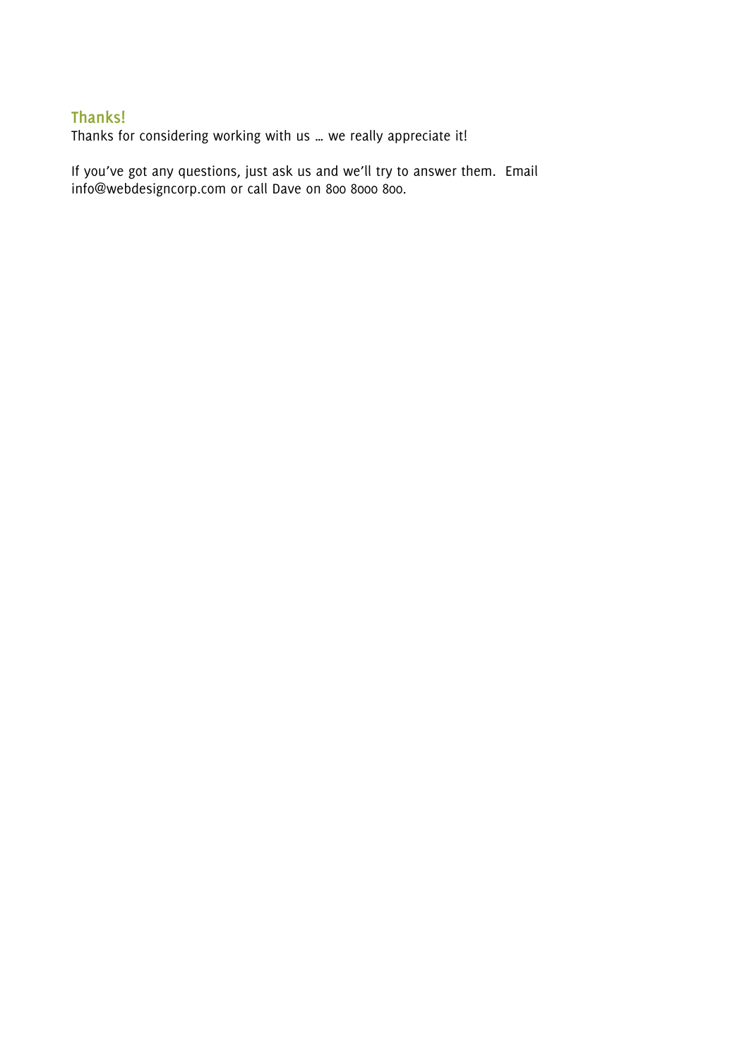## Thanks!

Thanks for considering working with us … we really appreciate it!

If you've got any questions, just ask us and we'll try to answer them. Email info@webdesigncorp.com or call Dave on 800 8000 800.